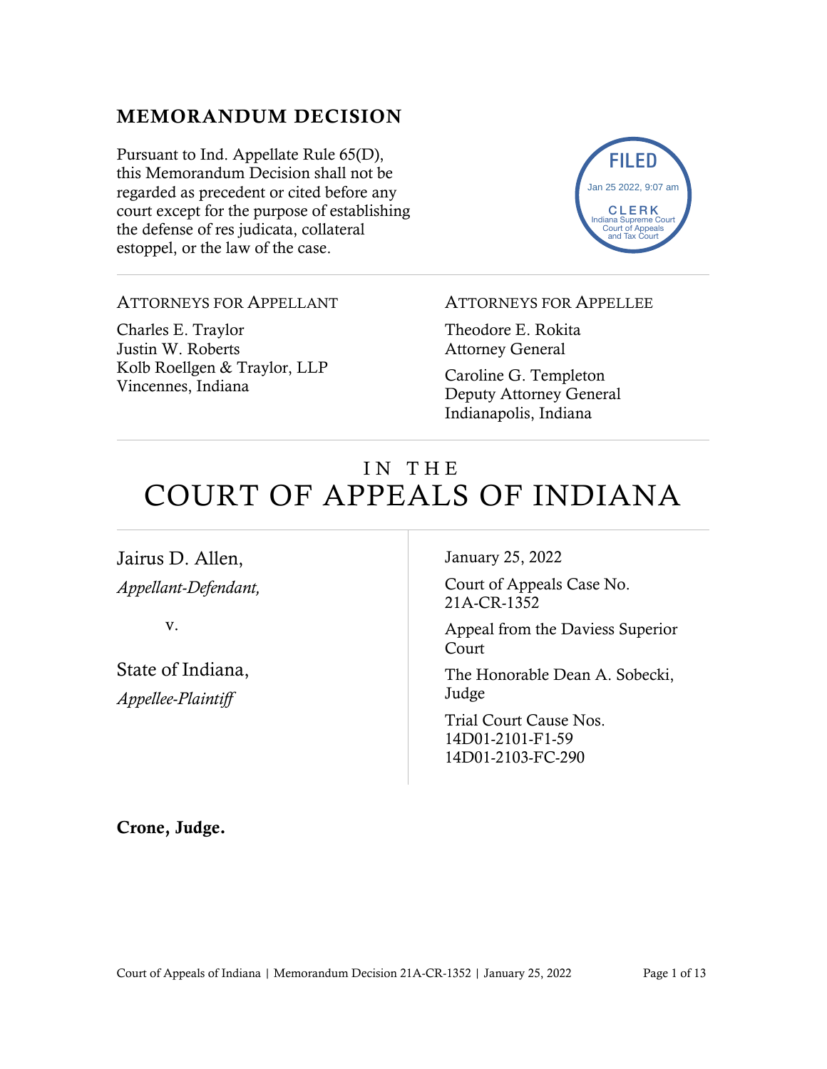## MEMORANDUM DECISION

Pursuant to Ind. Appellate Rule 65(D), this Memorandum Decision shall not be regarded as precedent or cited before any court except for the purpose of establishing the defense of res judicata, collateral estoppel, or the law of the case.

FILED
Jan 25 2022, 9:07 am
CLERK
Indiana Supreme Court
Court of Appeals
and Tax Court

ATTORNEYS FOR APPELLANT

Charles E. Traylor
Justin W. Roberts
Kolb Roellgen & Traylor, LLP
Vincennes, Indiana

ATTORNEYS FOR APPELLEE

Theodore E. Rokita
Attorney General

Caroline G. Templeton
Deputy Attorney General
Indianapolis, Indiana

# IN THE COURT OF APPEALS OF INDIANA

Jairus D. Allen,
*Appellant-Defendant,*

v.

State of Indiana,
*Appellee-Plaintiff*

January 25, 2022

Court of Appeals Case No. 21A-CR-1352

Appeal from the Daviess Superior Court

The Honorable Dean A. Sobecki, Judge

Trial Court Cause Nos. 14D01-2101-F1-59 14D01-2103-FC-290

**Crone, Judge.**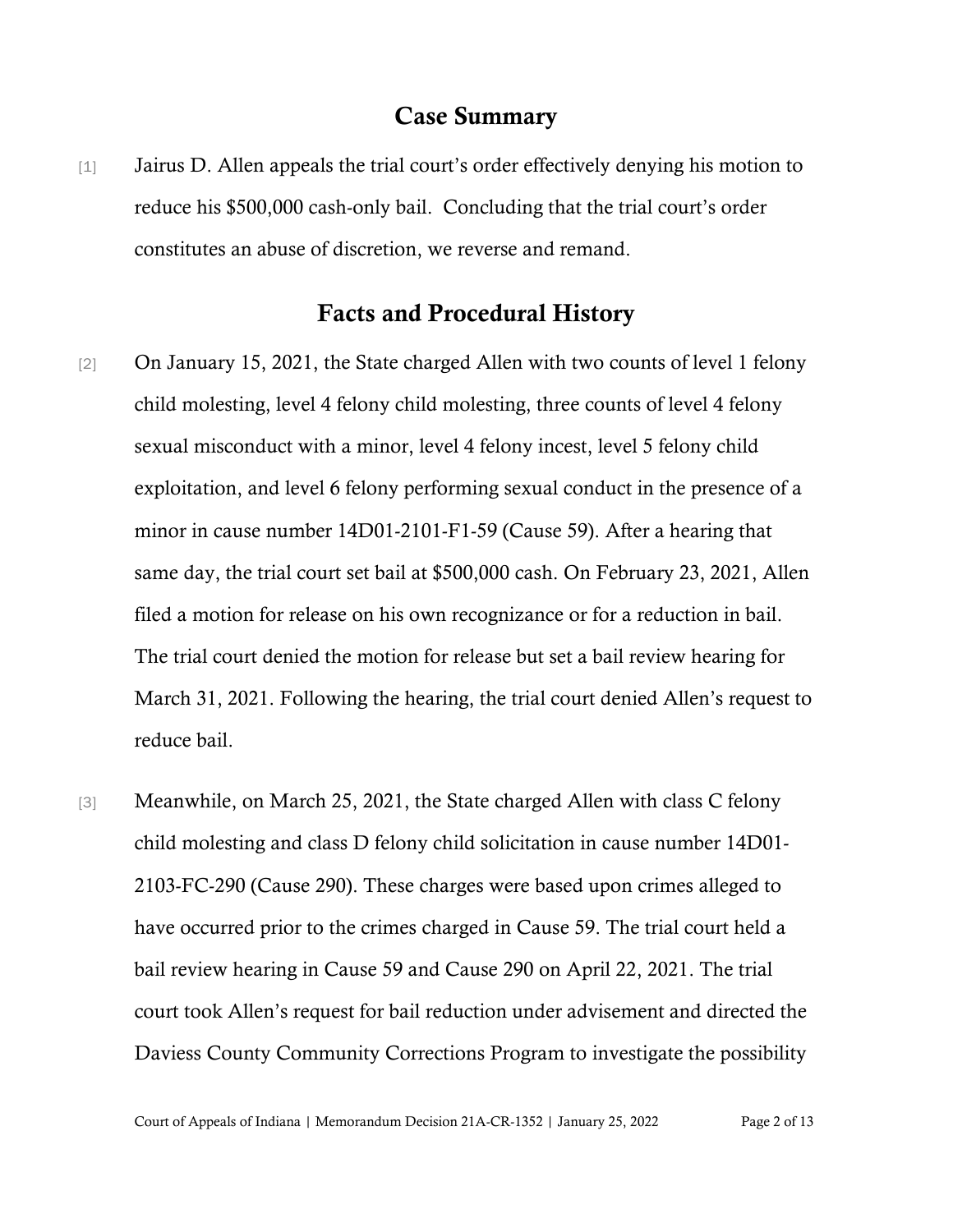## Case Summary

[1] Jairus D. Allen appeals the trial court's order effectively denying his motion to reduce his $500,000 cash-only bail. Concluding that the trial court's order constitutes an abuse of discretion, we reverse and remand.

## Facts and Procedural History

[2] On January 15, 2021, the State charged Allen with two counts of level 1 felony child molesting, level 4 felony child molesting, three counts of level 4 felony sexual misconduct with a minor, level 4 felony incest, level 5 felony child exploitation, and level 6 felony performing sexual conduct in the presence of a minor in cause number 14D01-2101-F1-59 (Cause 59). After a hearing that same day, the trial court set bail at $500,000 cash. On February 23, 2021, Allen filed a motion for release on his own recognizance or for a reduction in bail. The trial court denied the motion for release but set a bail review hearing for March 31, 2021. Following the hearing, the trial court denied Allen's request to reduce bail.

[3] Meanwhile, on March 25, 2021, the State charged Allen with class C felony child molesting and class D felony child solicitation in cause number 14D01-2103-FC-290 (Cause 290). These charges were based upon crimes alleged to have occurred prior to the crimes charged in Cause 59. The trial court held a bail review hearing in Cause 59 and Cause 290 on April 22, 2021. The trial court took Allen's request for bail reduction under advisement and directed the Daviess County Community Corrections Program to investigate the possibility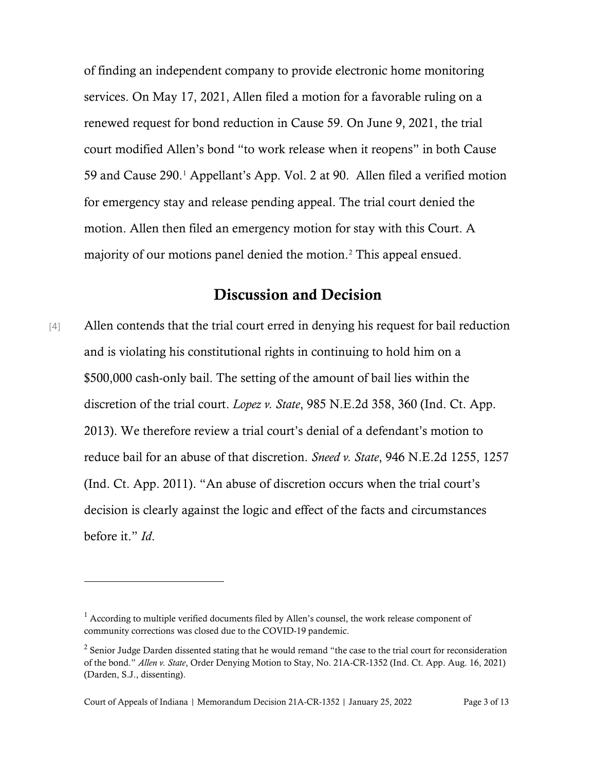of finding an independent company to provide electronic home monitoring services. On May 17, 2021, Allen filed a motion for a favorable ruling on a renewed request for bond reduction in Cause 59. On June 9, 2021, the trial court modified Allen's bond "to work release when it reopens" in both Cause 59 and Cause 290.[1] Appellant's App. Vol. 2 at 90. Allen filed a verified motion for emergency stay and release pending appeal. The trial court denied the motion. Allen then filed an emergency motion for stay with this Court. A majority of our motions panel denied the motion.[2] This appeal ensued.

## Discussion and Decision

[4] Allen contends that the trial court erred in denying his request for bail reduction and is violating his constitutional rights in continuing to hold him on a $500,000 cash-only bail. The setting of the amount of bail lies within the discretion of the trial court. *Lopez v. State*, 985 N.E.2d 358, 360 (Ind. Ct. App. 2013). We therefore review a trial court's denial of a defendant's motion to reduce bail for an abuse of that discretion. *Sneed v. State*, 946 N.E.2d 1255, 1257 (Ind. Ct. App. 2011). "An abuse of discretion occurs when the trial court's decision is clearly against the logic and effect of the facts and circumstances before it." *Id*.

---

[1] According to multiple verified documents filed by Allen's counsel, the work release component of community corrections was closed due to the COVID-19 pandemic.

[2] Senior Judge Darden dissented stating that he would remand "the case to the trial court for reconsideration of the bond." *Allen v. State*, Order Denying Motion to Stay, No. 21A-CR-1352 (Ind. Ct. App. Aug. 16, 2021) (Darden, S.J., dissenting).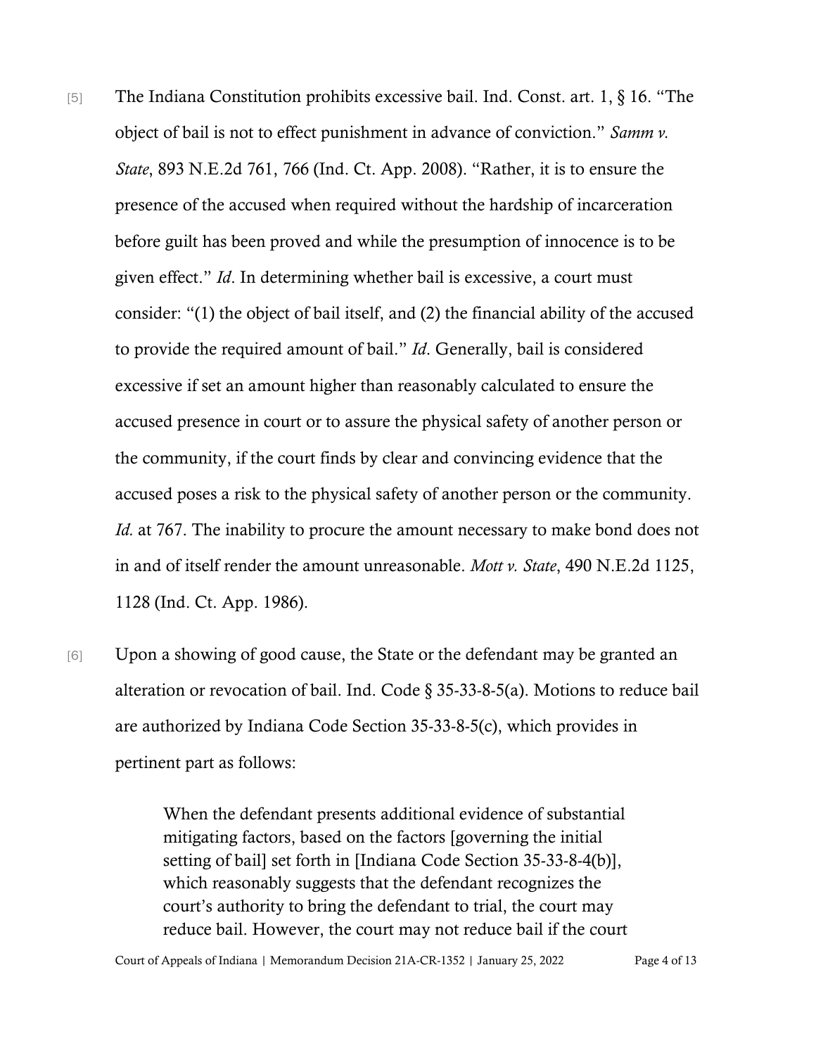[5] The Indiana Constitution prohibits excessive bail. Ind. Const. art. 1, § 16. "The object of bail is not to effect punishment in advance of conviction." *Samm v. State*, 893 N.E.2d 761, 766 (Ind. Ct. App. 2008). "Rather, it is to ensure the presence of the accused when required without the hardship of incarceration before guilt has been proved and while the presumption of innocence is to be given effect." *Id*. In determining whether bail is excessive, a court must consider: "(1) the object of bail itself, and (2) the financial ability of the accused to provide the required amount of bail." *Id*. Generally, bail is considered excessive if set an amount higher than reasonably calculated to ensure the accused presence in court or to assure the physical safety of another person or the community, if the court finds by clear and convincing evidence that the accused poses a risk to the physical safety of another person or the community. *Id.* at 767. The inability to procure the amount necessary to make bond does not in and of itself render the amount unreasonable. *Mott v. State*, 490 N.E.2d 1125, 1128 (Ind. Ct. App. 1986).

[6] Upon a showing of good cause, the State or the defendant may be granted an alteration or revocation of bail. Ind. Code § 35-33-8-5(a). Motions to reduce bail are authorized by Indiana Code Section 35-33-8-5(c), which provides in pertinent part as follows:

> When the defendant presents additional evidence of substantial mitigating factors, based on the factors [governing the initial setting of bail] set forth in [Indiana Code Section 35-33-8-4(b)], which reasonably suggests that the defendant recognizes the court's authority to bring the defendant to trial, the court may reduce bail. However, the court may not reduce bail if the court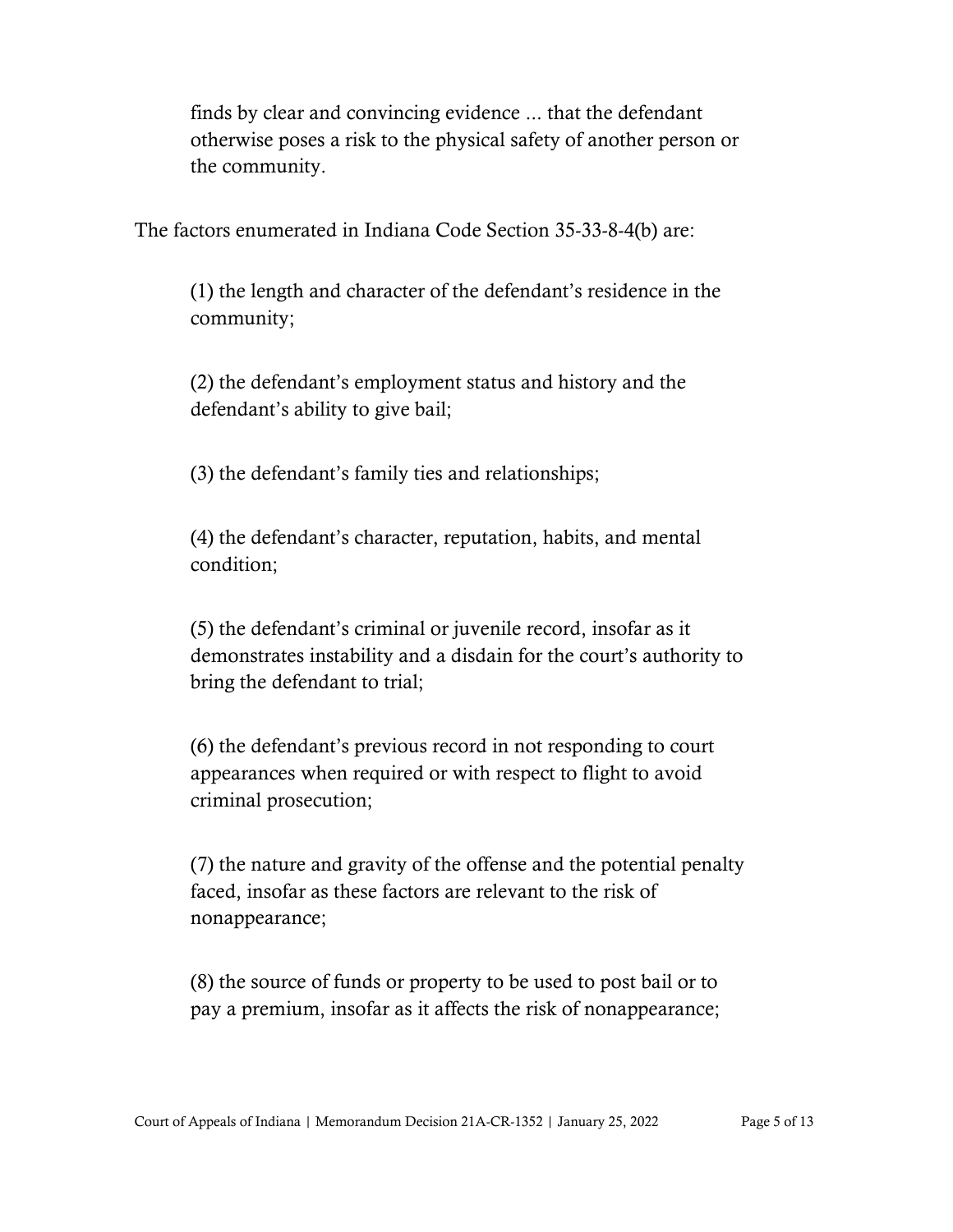> finds by clear and convincing evidence ... that the defendant otherwise poses a risk to the physical safety of another person or the community.

The factors enumerated in Indiana Code Section 35-33-8-4(b) are:

> (1) the length and character of the defendant's residence in the community;
>
> (2) the defendant's employment status and history and the defendant's ability to give bail;
>
> (3) the defendant's family ties and relationships;
>
> (4) the defendant's character, reputation, habits, and mental condition;
>
> (5) the defendant's criminal or juvenile record, insofar as it demonstrates instability and a disdain for the court's authority to bring the defendant to trial;
>
> (6) the defendant's previous record in not responding to court appearances when required or with respect to flight to avoid criminal prosecution;
>
> (7) the nature and gravity of the offense and the potential penalty faced, insofar as these factors are relevant to the risk of nonappearance;
>
> (8) the source of funds or property to be used to post bail or to pay a premium, insofar as it affects the risk of nonappearance;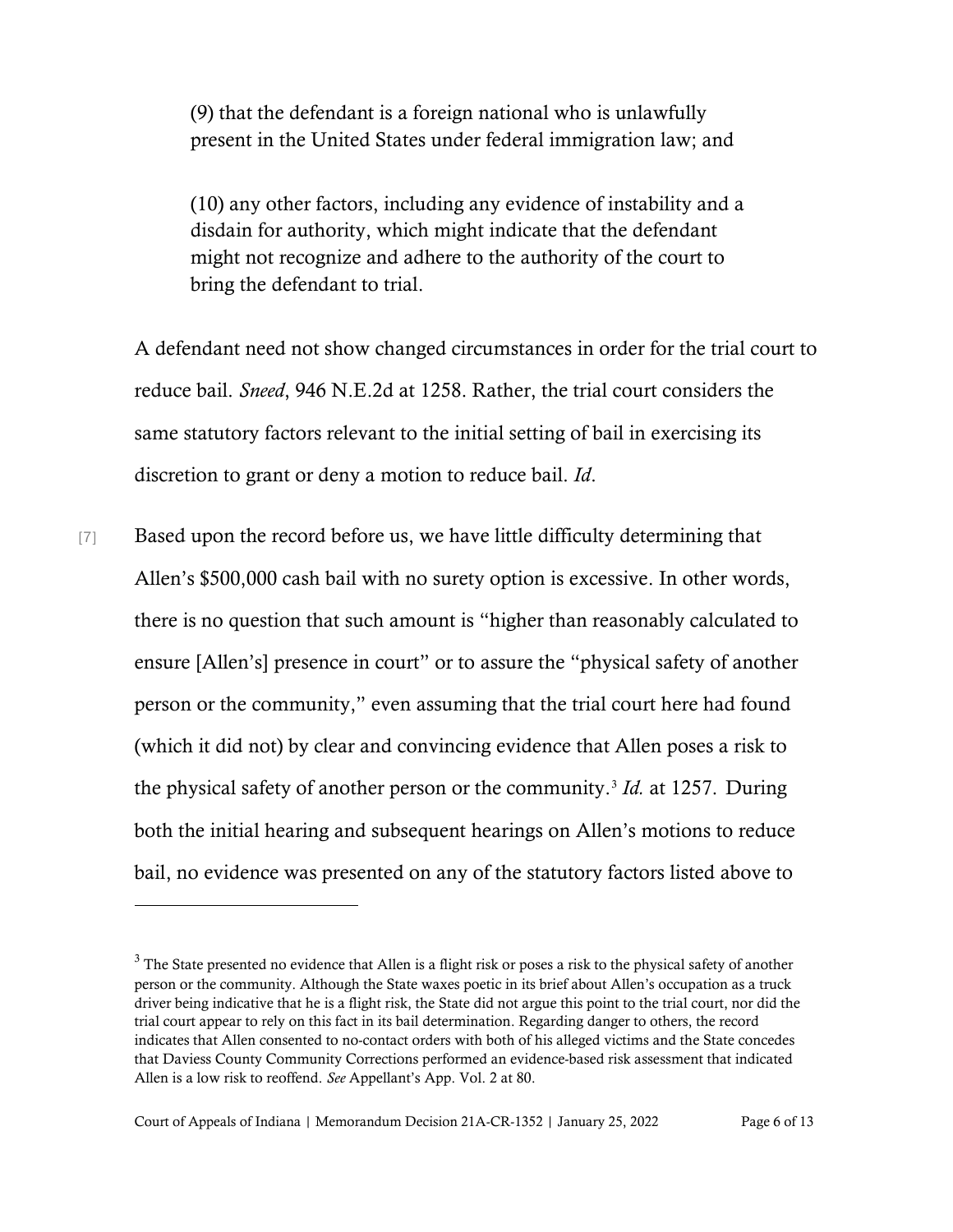> (9) that the defendant is a foreign national who is unlawfully present in the United States under federal immigration law; and
>
> (10) any other factors, including any evidence of instability and a disdain for authority, which might indicate that the defendant might not recognize and adhere to the authority of the court to bring the defendant to trial.

A defendant need not show changed circumstances in order for the trial court to reduce bail. *Sneed*, 946 N.E.2d at 1258. Rather, the trial court considers the same statutory factors relevant to the initial setting of bail in exercising its discretion to grant or deny a motion to reduce bail. *Id*.

[7] Based upon the record before us, we have little difficulty determining that Allen's $500,000 cash bail with no surety option is excessive. In other words, there is no question that such amount is "higher than reasonably calculated to ensure [Allen's] presence in court" or to assure the "physical safety of another person or the community," even assuming that the trial court here had found (which it did not) by clear and convincing evidence that Allen poses a risk to the physical safety of another person or the community.[3] *Id.* at 1257. During both the initial hearing and subsequent hearings on Allen's motions to reduce bail, no evidence was presented on any of the statutory factors listed above to

---

[3] The State presented no evidence that Allen is a flight risk or poses a risk to the physical safety of another person or the community. Although the State waxes poetic in its brief about Allen's occupation as a truck driver being indicative that he is a flight risk, the State did not argue this point to the trial court, nor did the trial court appear to rely on this fact in its bail determination. Regarding danger to others, the record indicates that Allen consented to no-contact orders with both of his alleged victims and the State concedes that Daviess County Community Corrections performed an evidence-based risk assessment that indicated Allen is a low risk to reoffend. *See* Appellant's App. Vol. 2 at 80.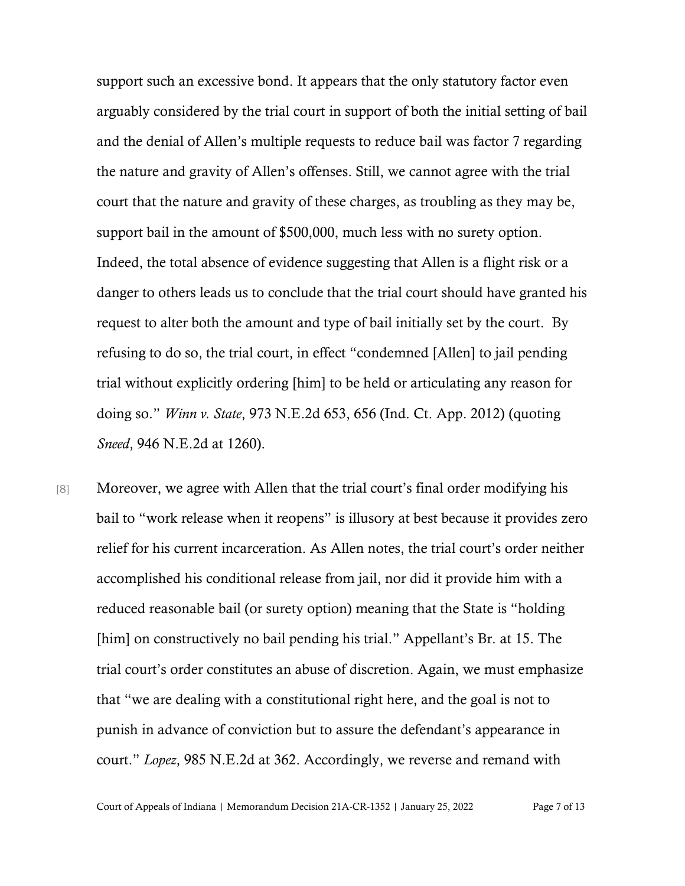support such an excessive bond. It appears that the only statutory factor even arguably considered by the trial court in support of both the initial setting of bail and the denial of Allen's multiple requests to reduce bail was factor 7 regarding the nature and gravity of Allen's offenses. Still, we cannot agree with the trial court that the nature and gravity of these charges, as troubling as they may be, support bail in the amount of $500,000, much less with no surety option. Indeed, the total absence of evidence suggesting that Allen is a flight risk or a danger to others leads us to conclude that the trial court should have granted his request to alter both the amount and type of bail initially set by the court. By refusing to do so, the trial court, in effect "condemned [Allen] to jail pending trial without explicitly ordering [him] to be held or articulating any reason for doing so." *Winn v. State*, 973 N.E.2d 653, 656 (Ind. Ct. App. 2012) (quoting *Sneed*, 946 N.E.2d at 1260).

[8] Moreover, we agree with Allen that the trial court's final order modifying his bail to "work release when it reopens" is illusory at best because it provides zero relief for his current incarceration. As Allen notes, the trial court's order neither accomplished his conditional release from jail, nor did it provide him with a reduced reasonable bail (or surety option) meaning that the State is "holding [him] on constructively no bail pending his trial." Appellant's Br. at 15. The trial court's order constitutes an abuse of discretion. Again, we must emphasize that "we are dealing with a constitutional right here, and the goal is not to punish in advance of conviction but to assure the defendant's appearance in court." *Lopez*, 985 N.E.2d at 362. Accordingly, we reverse and remand with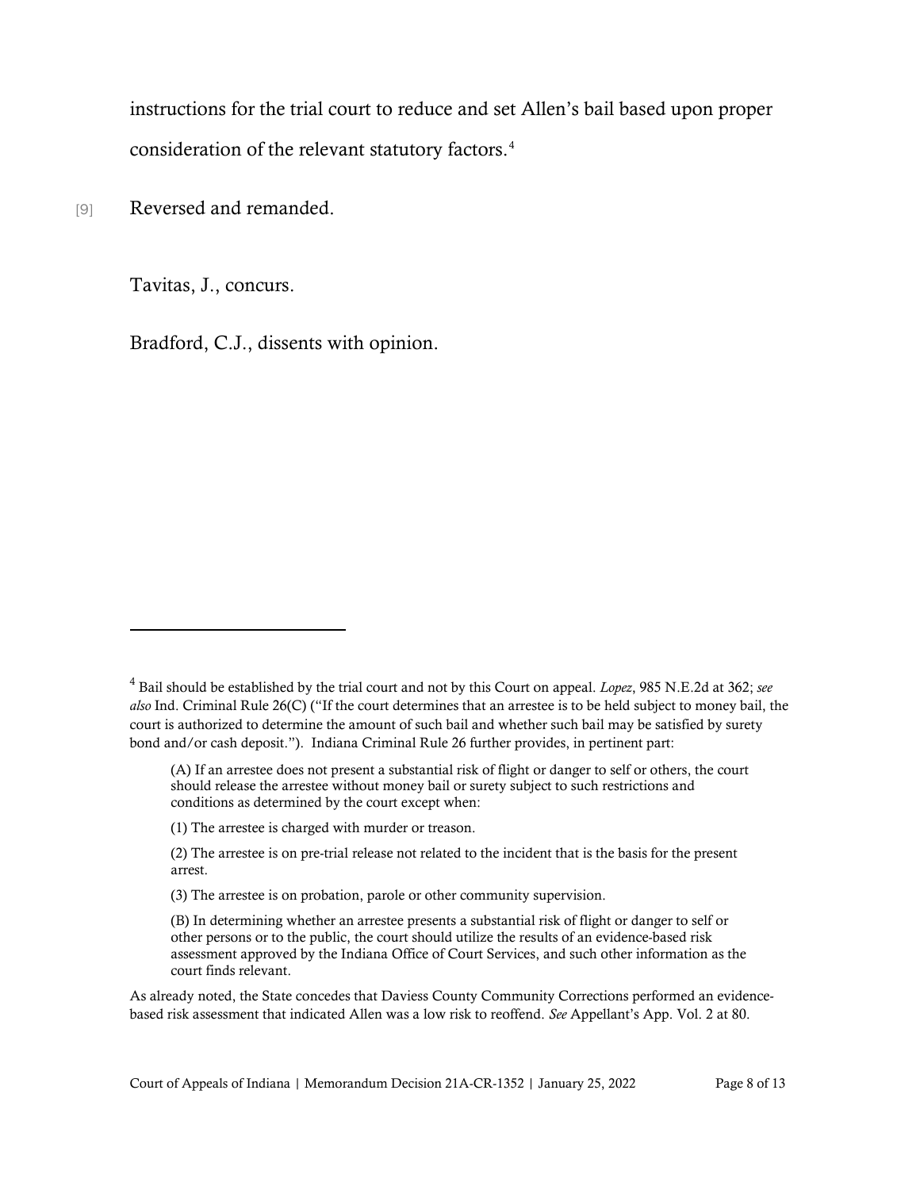instructions for the trial court to reduce and set Allen's bail based upon proper consideration of the relevant statutory factors.[4]

[9] Reversed and remanded.

Tavitas, J., concurs.

Bradford, C.J., dissents with opinion.

---

[4] Bail should be established by the trial court and not by this Court on appeal. *Lopez*, 985 N.E.2d at 362; *see also* Ind. Criminal Rule 26(C) ("If the court determines that an arrestee is to be held subject to money bail, the court is authorized to determine the amount of such bail and whether such bail may be satisfied by surety bond and/or cash deposit."). Indiana Criminal Rule 26 further provides, in pertinent part:

> (A) If an arrestee does not present a substantial risk of flight or danger to self or others, the court should release the arrestee without money bail or surety subject to such restrictions and conditions as determined by the court except when:
>
> (1) The arrestee is charged with murder or treason.
>
> (2) The arrestee is on pre-trial release not related to the incident that is the basis for the present arrest.
>
> (3) The arrestee is on probation, parole or other community supervision.
>
> (B) In determining whether an arrestee presents a substantial risk of flight or danger to self or other persons or to the public, the court should utilize the results of an evidence-based risk assessment approved by the Indiana Office of Court Services, and such other information as the court finds relevant.

As already noted, the State concedes that Daviess County Community Corrections performed an evidence-based risk assessment that indicated Allen was a low risk to reoffend. *See* Appellant's App. Vol. 2 at 80.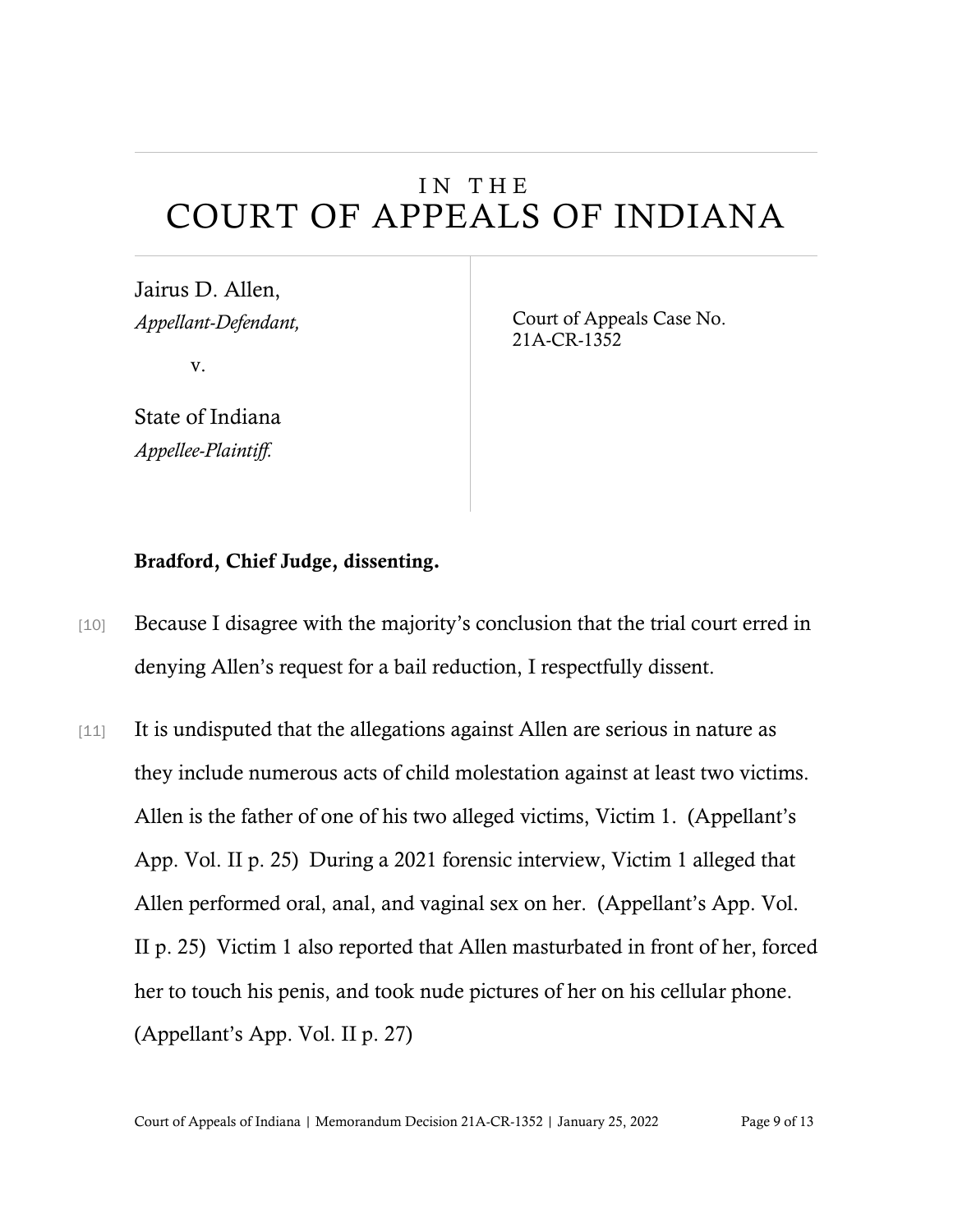# IN THE
# COURT OF APPEALS OF INDIANA

| | |
|---|---|
| Jairus D. Allen,<br>*Appellant-Defendant,*<br><br>v.<br><br>State of Indiana<br>*Appellee-Plaintiff.* | Court of Appeals Case No.<br>21A-CR-1352 |

**Bradford, Chief Judge, dissenting.**

[10] Because I disagree with the majority's conclusion that the trial court erred in denying Allen's request for a bail reduction, I respectfully dissent.

[11] It is undisputed that the allegations against Allen are serious in nature as they include numerous acts of child molestation against at least two victims. Allen is the father of one of his two alleged victims, Victim 1. (Appellant's App. Vol. II p. 25) During a 2021 forensic interview, Victim 1 alleged that Allen performed oral, anal, and vaginal sex on her. (Appellant's App. Vol. II p. 25) Victim 1 also reported that Allen masturbated in front of her, forced her to touch his penis, and took nude pictures of her on his cellular phone. (Appellant's App. Vol. II p. 27)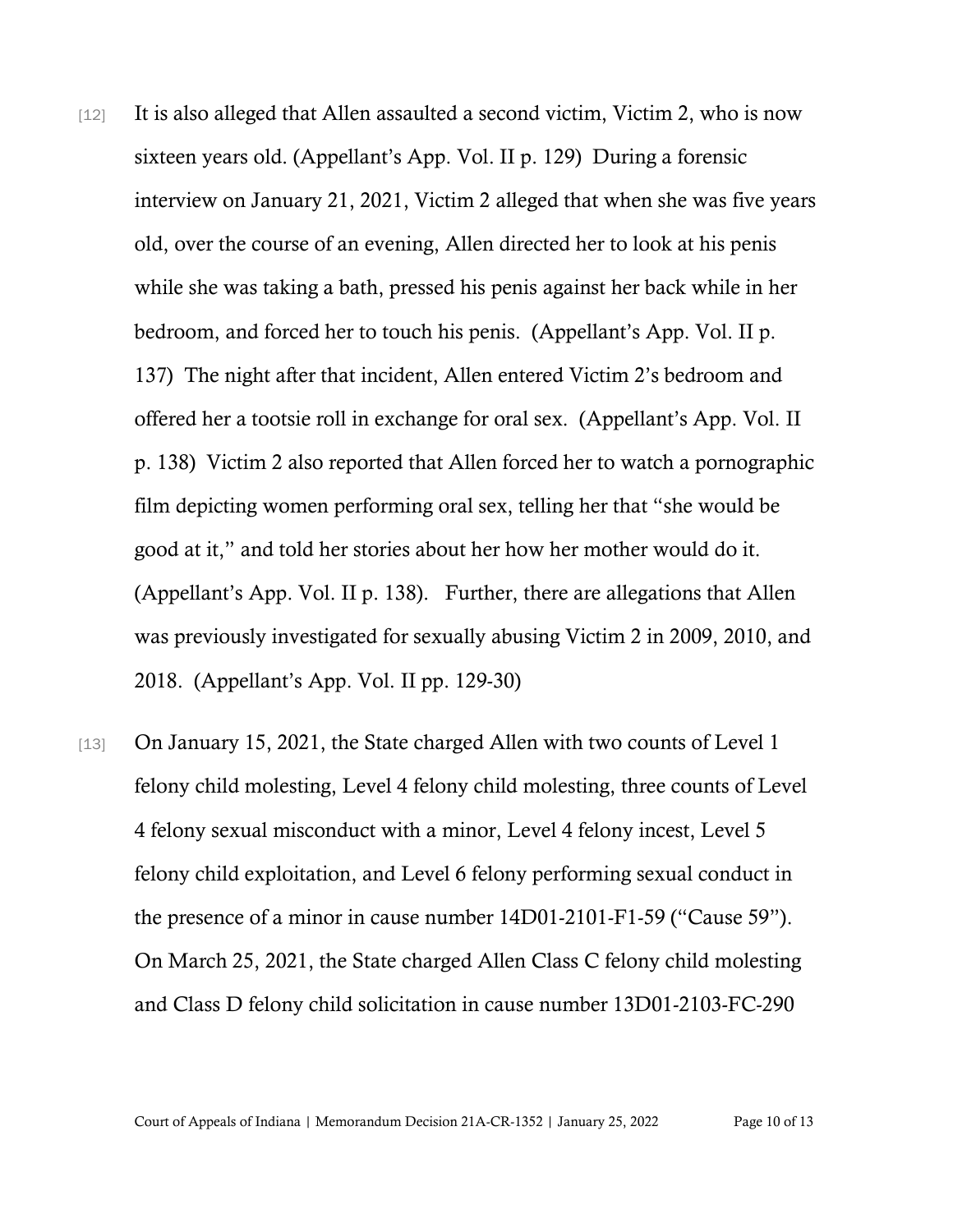[12] It is also alleged that Allen assaulted a second victim, Victim 2, who is now sixteen years old. (Appellant's App. Vol. II p. 129) During a forensic interview on January 21, 2021, Victim 2 alleged that when she was five years old, over the course of an evening, Allen directed her to look at his penis while she was taking a bath, pressed his penis against her back while in her bedroom, and forced her to touch his penis. (Appellant's App. Vol. II p. 137) The night after that incident, Allen entered Victim 2's bedroom and offered her a tootsie roll in exchange for oral sex. (Appellant's App. Vol. II p. 138) Victim 2 also reported that Allen forced her to watch a pornographic film depicting women performing oral sex, telling her that "she would be good at it," and told her stories about her how her mother would do it. (Appellant's App. Vol. II p. 138). Further, there are allegations that Allen was previously investigated for sexually abusing Victim 2 in 2009, 2010, and 2018. (Appellant's App. Vol. II pp. 129-30)

[13] On January 15, 2021, the State charged Allen with two counts of Level 1 felony child molesting, Level 4 felony child molesting, three counts of Level 4 felony sexual misconduct with a minor, Level 4 felony incest, Level 5 felony child exploitation, and Level 6 felony performing sexual conduct in the presence of a minor in cause number 14D01-2101-F1-59 ("Cause 59"). On March 25, 2021, the State charged Allen Class C felony child molesting and Class D felony child solicitation in cause number 13D01-2103-FC-290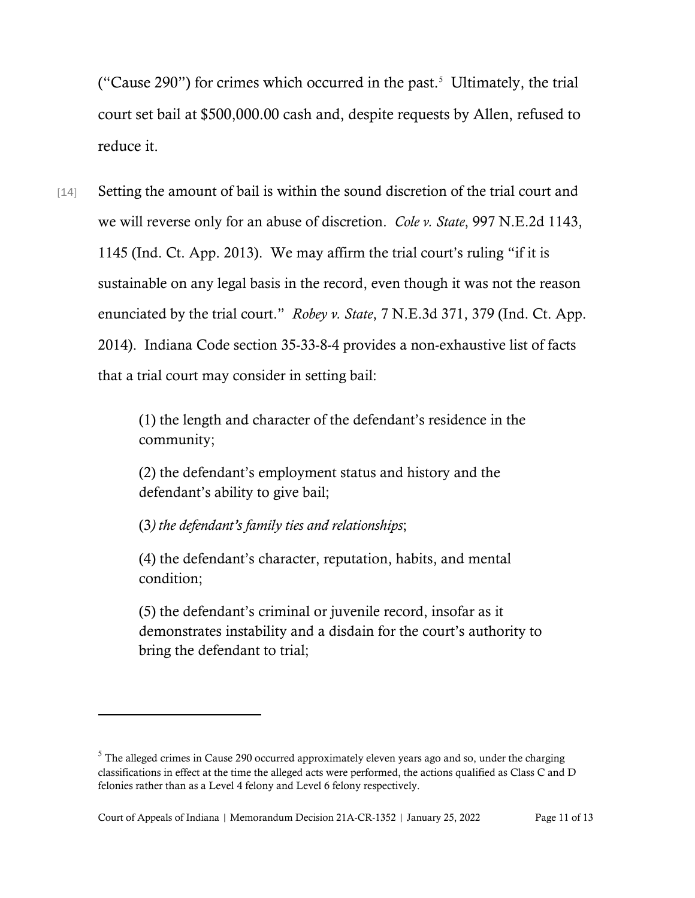("Cause 290") for crimes which occurred in the past.[5] Ultimately, the trial court set bail at $500,000.00 cash and, despite requests by Allen, refused to reduce it.

[14] Setting the amount of bail is within the sound discretion of the trial court and we will reverse only for an abuse of discretion. *Cole v. State*, 997 N.E.2d 1143, 1145 (Ind. Ct. App. 2013). We may affirm the trial court's ruling "if it is sustainable on any legal basis in the record, even though it was not the reason enunciated by the trial court." *Robey v. State*, 7 N.E.3d 371, 379 (Ind. Ct. App. 2014). Indiana Code section 35-33-8-4 provides a non-exhaustive list of facts that a trial court may consider in setting bail:

> (1) the length and character of the defendant's residence in the community;
>
> (2) the defendant's employment status and history and the defendant's ability to give bail;
>
> (3*) the defendant's family ties and relationships*;
>
> (4) the defendant's character, reputation, habits, and mental condition;
>
> (5) the defendant's criminal or juvenile record, insofar as it demonstrates instability and a disdain for the court's authority to bring the defendant to trial;

---

[5] The alleged crimes in Cause 290 occurred approximately eleven years ago and so, under the charging classifications in effect at the time the alleged acts were performed, the actions qualified as Class C and D felonies rather than as a Level 4 felony and Level 6 felony respectively.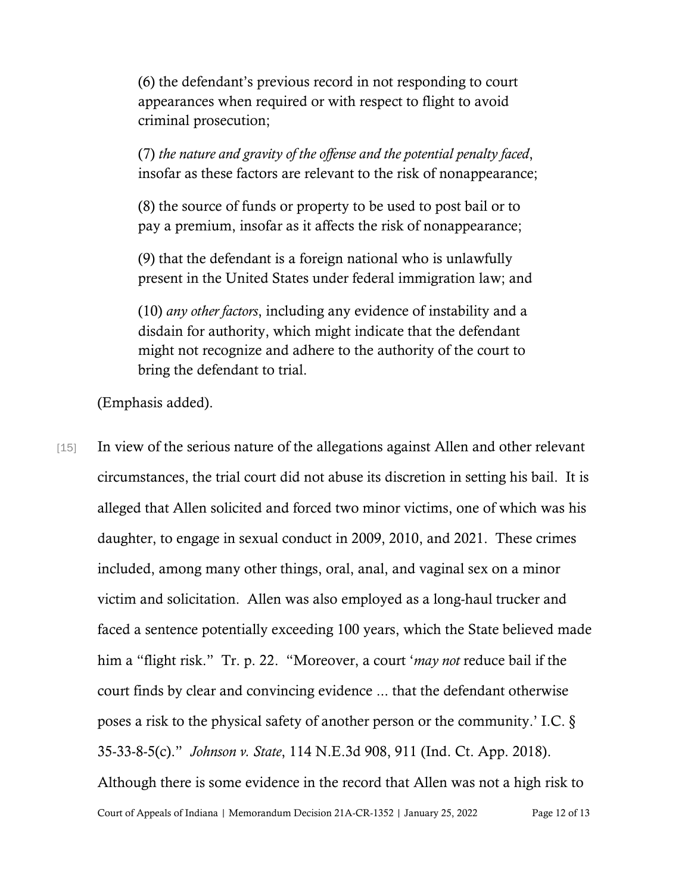> (6) the defendant's previous record in not responding to court appearances when required or with respect to flight to avoid criminal prosecution;
>
> (7) *the nature and gravity of the offense and the potential penalty faced*, insofar as these factors are relevant to the risk of nonappearance;
>
> (8) the source of funds or property to be used to post bail or to pay a premium, insofar as it affects the risk of nonappearance;
>
> (9) that the defendant is a foreign national who is unlawfully present in the United States under federal immigration law; and
>
> (10) *any other factors*, including any evidence of instability and a disdain for authority, which might indicate that the defendant might not recognize and adhere to the authority of the court to bring the defendant to trial.

(Emphasis added).

[15] In view of the serious nature of the allegations against Allen and other relevant circumstances, the trial court did not abuse its discretion in setting his bail. It is alleged that Allen solicited and forced two minor victims, one of which was his daughter, to engage in sexual conduct in 2009, 2010, and 2021. These crimes included, among many other things, oral, anal, and vaginal sex on a minor victim and solicitation. Allen was also employed as a long-haul trucker and faced a sentence potentially exceeding 100 years, which the State believed made him a "flight risk." Tr. p. 22. "Moreover, a court '*may not* reduce bail if the court finds by clear and convincing evidence ... that the defendant otherwise poses a risk to the physical safety of another person or the community.' I.C. § 35-33-8-5(c)." *Johnson v. State*, 114 N.E.3d 908, 911 (Ind. Ct. App. 2018). Although there is some evidence in the record that Allen was not a high risk to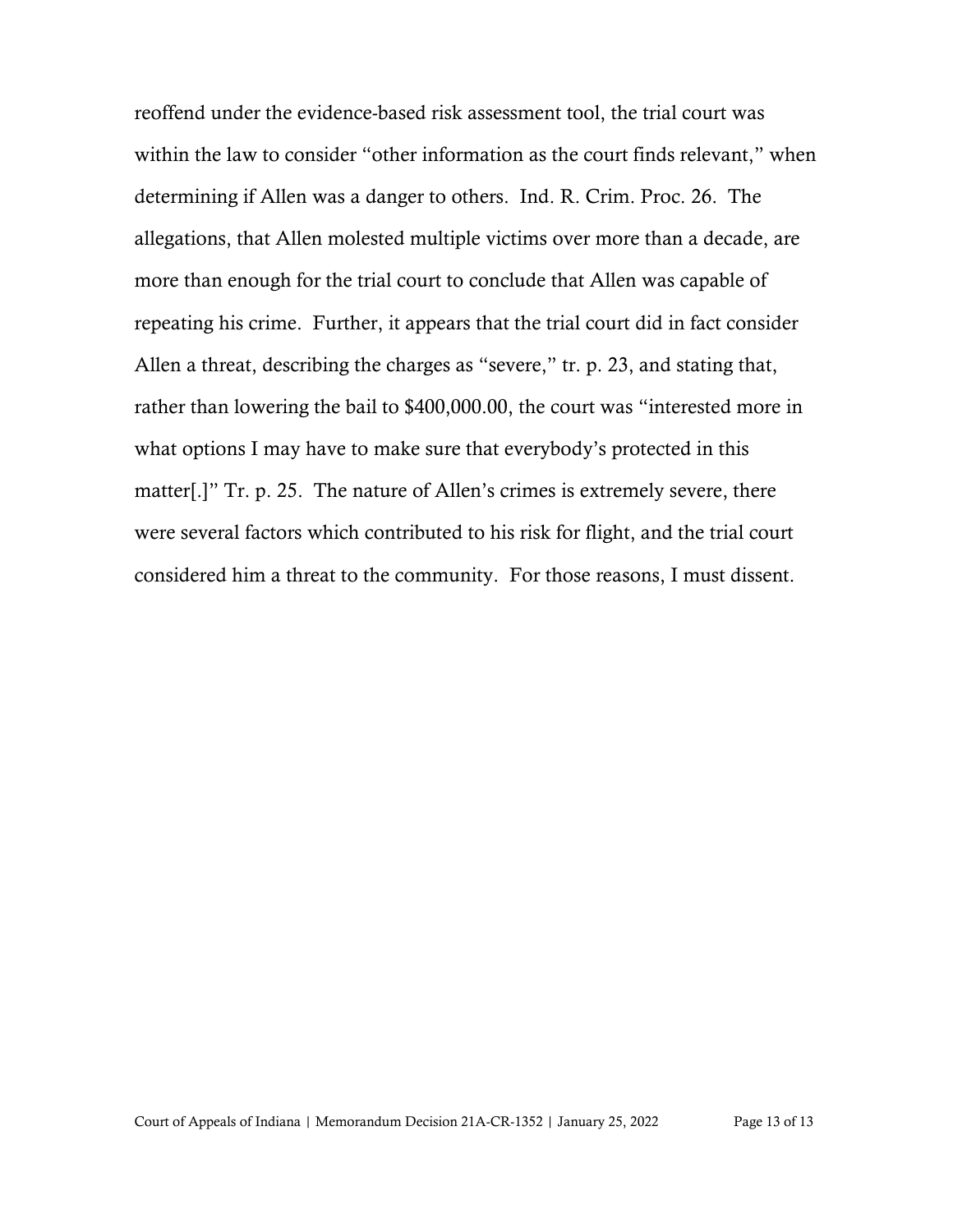reoffend under the evidence-based risk assessment tool, the trial court was within the law to consider "other information as the court finds relevant," when determining if Allen was a danger to others. Ind. R. Crim. Proc. 26. The allegations, that Allen molested multiple victims over more than a decade, are more than enough for the trial court to conclude that Allen was capable of repeating his crime. Further, it appears that the trial court did in fact consider Allen a threat, describing the charges as "severe," tr. p. 23, and stating that, rather than lowering the bail to $400,000.00, the court was "interested more in what options I may have to make sure that everybody's protected in this matter[.]" Tr. p. 25. The nature of Allen's crimes is extremely severe, there were several factors which contributed to his risk for flight, and the trial court considered him a threat to the community. For those reasons, I must dissent.